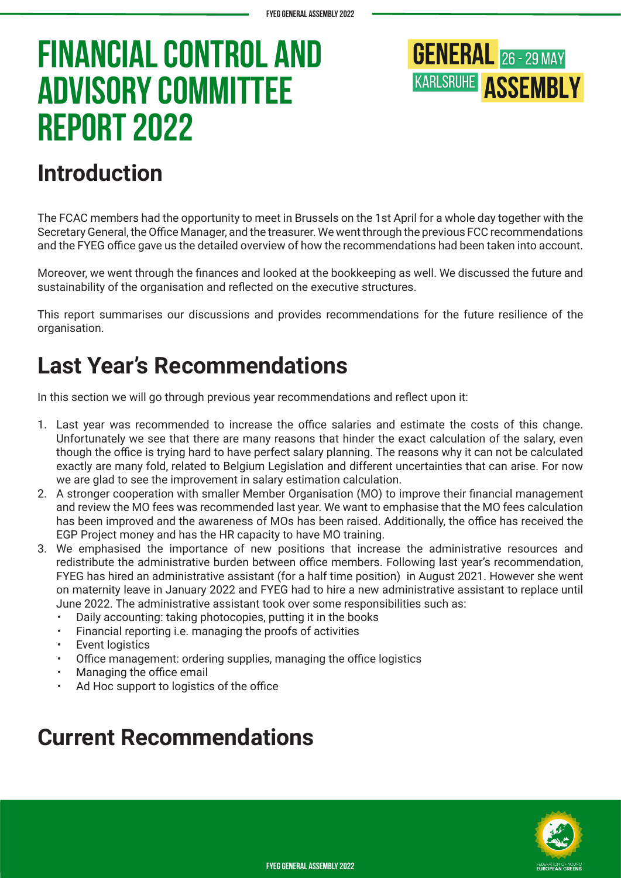# FINANCIAL CONTROL AND ADVISORY COMMITTEE REPORT 2022

GENERAL 26 - 29 MAY KARLSRUHE ASSEMBLY

## Introduction

The FCAC members had the opportunity to meet in Brussels on the 1st April for a whole day together with the Secretary General, the Office Manager, and the treasurer. We went through the previous FCC recommendations and the FYEG office gave us the detailed overview of how the recommendations had been taken into account.

Moreover, we went through the finances and looked at the bookkeeping as well. We discussed the future and sustainability of the organisation and reflected on the executive structures.

This report summarises our discussions and provides recommendations for the future resilience of the organisation.

## Last Year's Recommendations

In this section we will go through previous year recommendations and reflect upon it:

1. Last year was recommended to increase the office salaries and estimate the costs of this change. Unfortunately we see that there are many reasons that hinder the exact calculation of the salary, even though the office is trying hard to have perfect salary planning. The reasons why it can not be calculated exactly are many fold, related to Belgium Legislation and different uncertainties that can arise. For now we are glad to see the improvement in salary estimation calculation.
2. A stronger cooperation with smaller Member Organisation (MO) to improve their financial management and review the MO fees was recommended last year. We want to emphasise that the MO fees calculation has been improved and the awareness of MOs has been raised. Additionally, the office has received the EGP Project money and has the HR capacity to have MO training.
3. We emphasised the importance of new positions that increase the administrative resources and redistribute the administrative burden between office members. Following last year's recommendation, FYEG has hired an administrative assistant (for a half time position) in August 2021. However she went on maternity leave in January 2022 and FYEG had to hire a new administrative assistant to replace until June 2022. The administrative assistant took over some responsibilities such as:
   - Daily accounting: taking photocopies, putting it in the books
   - Financial reporting i.e. managing the proofs of activities
   - Event logistics
   - Office management: ordering supplies, managing the office logistics
   - Managing the office email
   - Ad Hoc support to logistics of the office

## Current Recommendations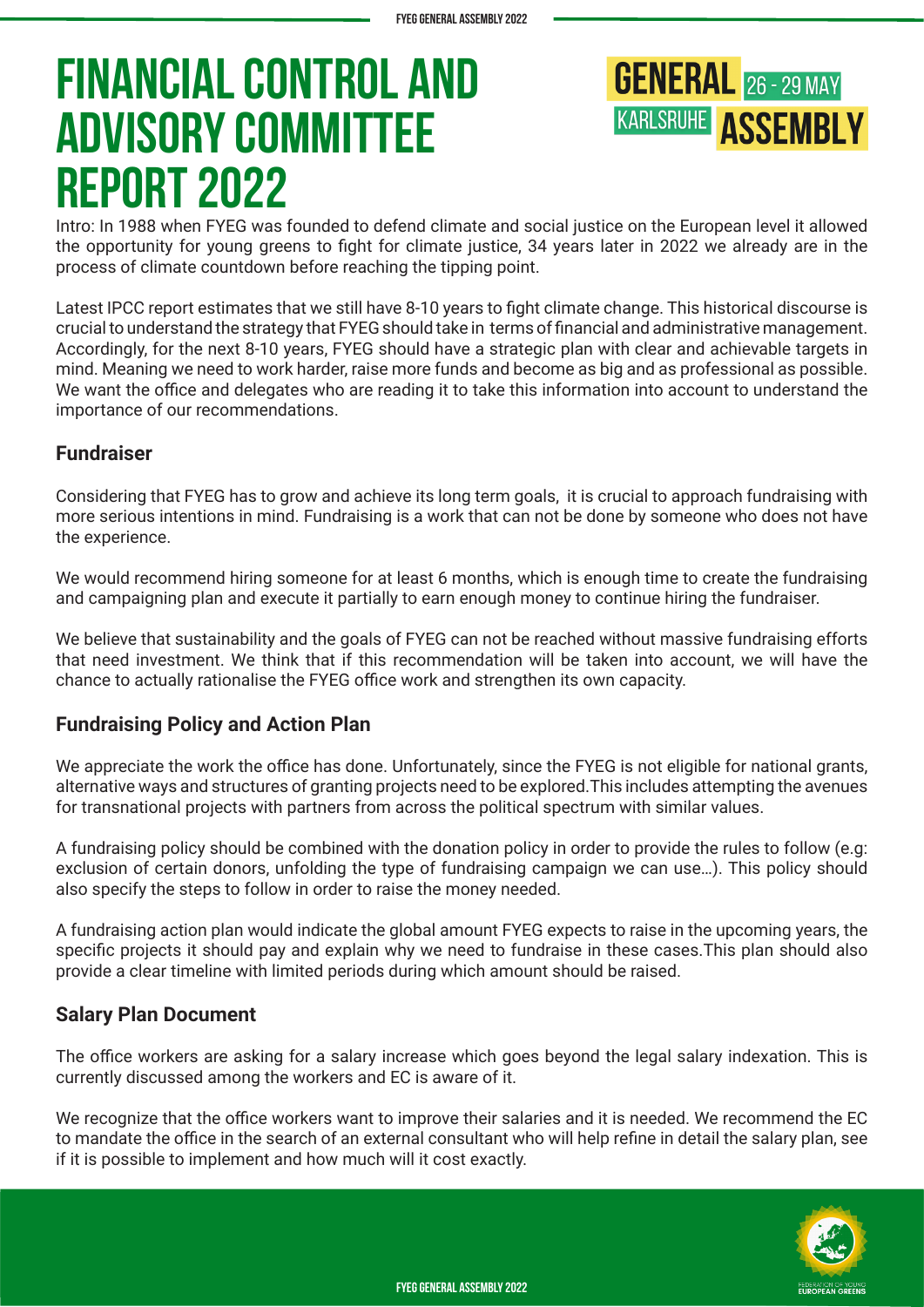# FINANCIAL CONTROL AND ADVISORY COMMITTEE REPORT 2022

Intro: In 1988 when FYEG was founded to defend climate and social justice on the European level it allowed the opportunity for young greens to fight for climate justice, 34 years later in 2022 we already are in the process of climate countdown before reaching the tipping point.

Latest IPCC report estimates that we still have 8-10 years to fight climate change. This historical discourse is crucial to understand the strategy that FYEG should take in terms of financial and administrative management. Accordingly, for the next 8-10 years, FYEG should have a strategic plan with clear and achievable targets in mind. Meaning we need to work harder, raise more funds and become as big and as professional as possible. We want the office and delegates who are reading it to take this information into account to understand the importance of our recommendations.

### Fundraiser

Considering that FYEG has to grow and achieve its long term goals, it is crucial to approach fundraising with more serious intentions in mind. Fundraising is a work that can not be done by someone who does not have the experience.

We would recommend hiring someone for at least 6 months, which is enough time to create the fundraising and campaigning plan and execute it partially to earn enough money to continue hiring the fundraiser.

We believe that sustainability and the goals of FYEG can not be reached without massive fundraising efforts that need investment. We think that if this recommendation will be taken into account, we will have the chance to actually rationalise the FYEG office work and strengthen its own capacity.

### Fundraising Policy and Action Plan

We appreciate the work the office has done. Unfortunately, since the FYEG is not eligible for national grants, alternative ways and structures of granting projects need to be explored.This includes attempting the avenues for transnational projects with partners from across the political spectrum with similar values.

A fundraising policy should be combined with the donation policy in order to provide the rules to follow (e.g: exclusion of certain donors, unfolding the type of fundraising campaign we can use…). This policy should also specify the steps to follow in order to raise the money needed.

A fundraising action plan would indicate the global amount FYEG expects to raise in the upcoming years, the specific projects it should pay and explain why we need to fundraise in these cases.This plan should also provide a clear timeline with limited periods during which amount should be raised.

### Salary Plan Document

The office workers are asking for a salary increase which goes beyond the legal salary indexation. This is currently discussed among the workers and EC is aware of it.

We recognize that the office workers want to improve their salaries and it is needed. We recommend the EC to mandate the office in the search of an external consultant who will help refine in detail the salary plan, see if it is possible to implement and how much will it cost exactly.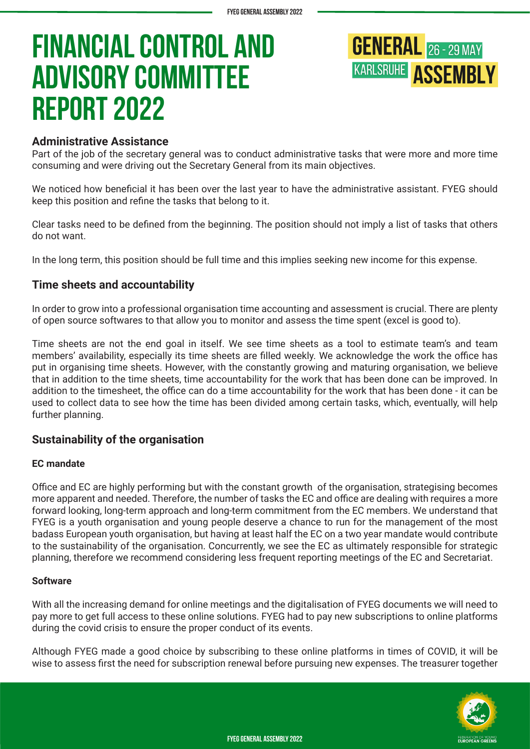# Financial Control and Advisory Committee Report 2022

### Administrative Assistance

Part of the job of the secretary general was to conduct administrative tasks that were more and more time consuming and were driving out the Secretary General from its main objectives.

We noticed how beneficial it has been over the last year to have the administrative assistant. FYEG should keep this position and refine the tasks that belong to it.

Clear tasks need to be defined from the beginning. The position should not imply a list of tasks that others do not want.

In the long term, this position should be full time and this implies seeking new income for this expense.

### Time sheets and accountability

In order to grow into a professional organisation time accounting and assessment is crucial. There are plenty of open source softwares to that allow you to monitor and assess the time spent (excel is good to).

Time sheets are not the end goal in itself. We see time sheets as a tool to estimate team's and team members' availability, especially its time sheets are filled weekly. We acknowledge the work the office has put in organising time sheets. However, with the constantly growing and maturing organisation, we believe that in addition to the time sheets, time accountability for the work that has been done can be improved. In addition to the timesheet, the office can do a time accountability for the work that has been done - it can be used to collect data to see how the time has been divided among certain tasks, which, eventually, will help further planning.

### Sustainability of the organisation

#### EC mandate

Office and EC are highly performing but with the constant growth of the organisation, strategising becomes more apparent and needed. Therefore, the number of tasks the EC and office are dealing with requires a more forward looking, long-term approach and long-term commitment from the EC members. We understand that FYEG is a youth organisation and young people deserve a chance to run for the management of the most badass European youth organisation, but having at least half the EC on a two year mandate would contribute to the sustainability of the organisation. Concurrently, we see the EC as ultimately responsible for strategic planning, therefore we recommend considering less frequent reporting meetings of the EC and Secretariat.

#### Software

With all the increasing demand for online meetings and the digitalisation of FYEG documents we will need to pay more to get full access to these online solutions. FYEG had to pay new subscriptions to online platforms during the covid crisis to ensure the proper conduct of its events.

Although FYEG made a good choice by subscribing to these online platforms in times of COVID, it will be wise to assess first the need for subscription renewal before pursuing new expenses. The treasurer together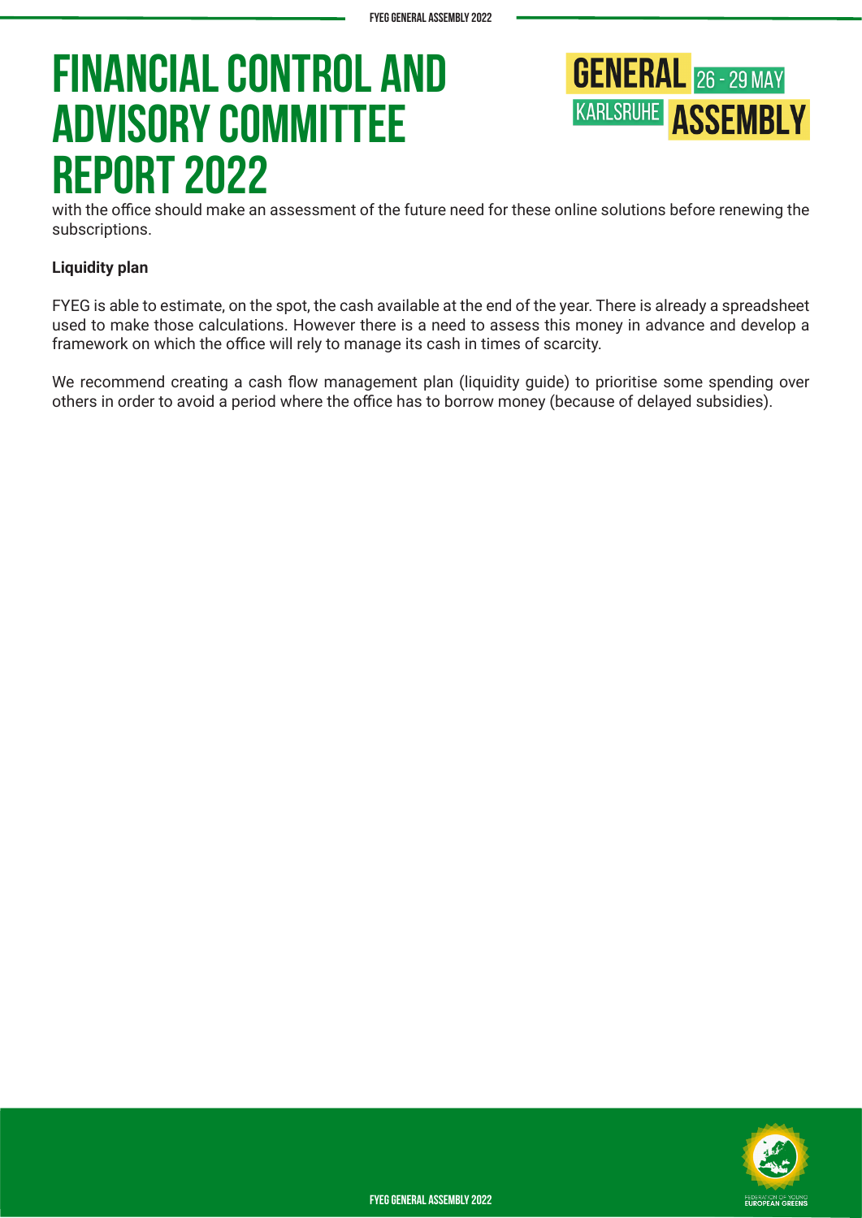with the office should make an assessment of the future need for these online solutions before renewing the subscriptions.

**Liquidity plan**

FYEG is able to estimate, on the spot, the cash available at the end of the year. There is already a spreadsheet used to make those calculations. However there is a need to assess this money in advance and develop a framework on which the office will rely to manage its cash in times of scarcity.

We recommend creating a cash flow management plan (liquidity guide) to prioritise some spending over others in order to avoid a period where the office has to borrow money (because of delayed subsidies).